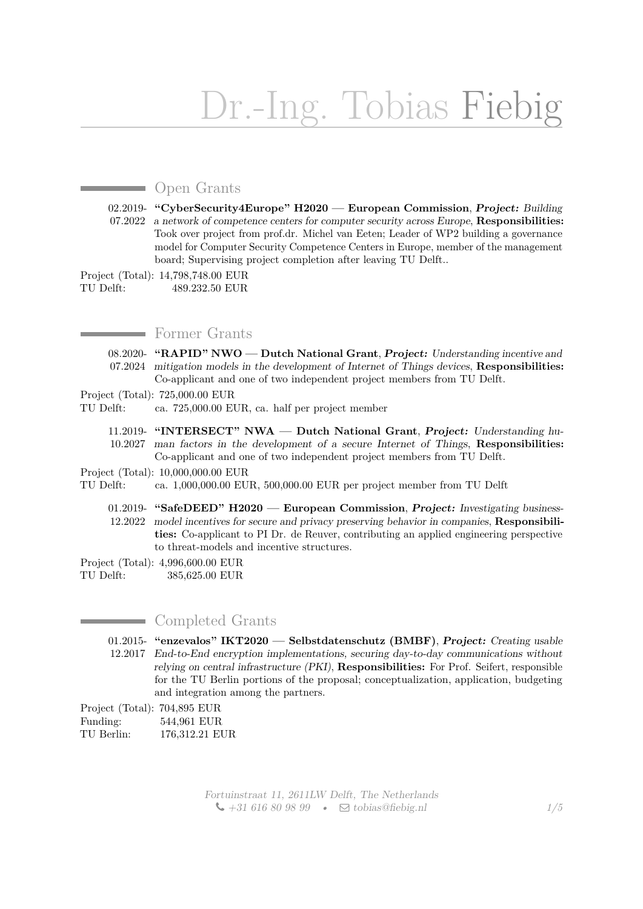# Dr.-Ing. Tobias Fiebig

## Open Grants

02.2019-07.2022 **"CyberSecurity4Europe" H2020 — European Commission**, ***Project:*** *Building a network of competence centers for computer security across Europe*, **Responsibilities:** Took over project from prof.dr. Michel van Eeten; Leader of WP2 building a governance model for Computer Security Competence Centers in Europe, member of the management board; Supervising project completion after leaving TU Delft..

Project (Total): 14,798,748.00 EUR
TU Delft: 489.232.50 EUR

## Former Grants

08.2020-07.2024 **"RAPID" NWO — Dutch National Grant**, ***Project:*** *Understanding incentive and mitigation models in the development of Internet of Things devices*, **Responsibilities:** Co-applicant and one of two independent project members from TU Delft.

Project (Total): 725,000.00 EUR
TU Delft: ca. 725,000.00 EUR, ca. half per project member

11.2019-10.2027 **"INTERSECT" NWA — Dutch National Grant**, ***Project:*** *Understanding human factors in the development of a secure Internet of Things*, **Responsibilities:** Co-applicant and one of two independent project members from TU Delft.

Project (Total): 10,000,000.00 EUR
TU Delft: ca. 1,000,000.00 EUR, 500,000.00 EUR per project member from TU Delft

01.2019-12.2022 **"SafeDEED" H2020 — European Commission**, ***Project:*** *Investigating business-model incentives for secure and privacy preserving behavior in companies*, **Responsibilities:** Co-applicant to PI Dr. de Reuver, contributing an applied engineering perspective to threat-models and incentive structures.

Project (Total): 4,996,600.00 EUR
TU Delft: 385,625.00 EUR

## Completed Grants

01.2015-12.2017 **"enzevalos" IKT2020 — Selbstdatenschutz (BMBF)**, ***Project:*** *Creating usable End-to-End encryption implementations, securing day-to-day communications without relying on central infrastructure (PKI)*, **Responsibilities:** For Prof. Seifert, responsible for the TU Berlin portions of the proposal; conceptualization, application, budgeting and integration among the partners.

Project (Total): 704,895 EUR
Funding: 544,961 EUR
TU Berlin: 176,312.21 EUR

*Fortuinstraat 11, 2611LW Delft, The Netherlands*
*+31 616 80 98 99 • tobias@fiebig.nl*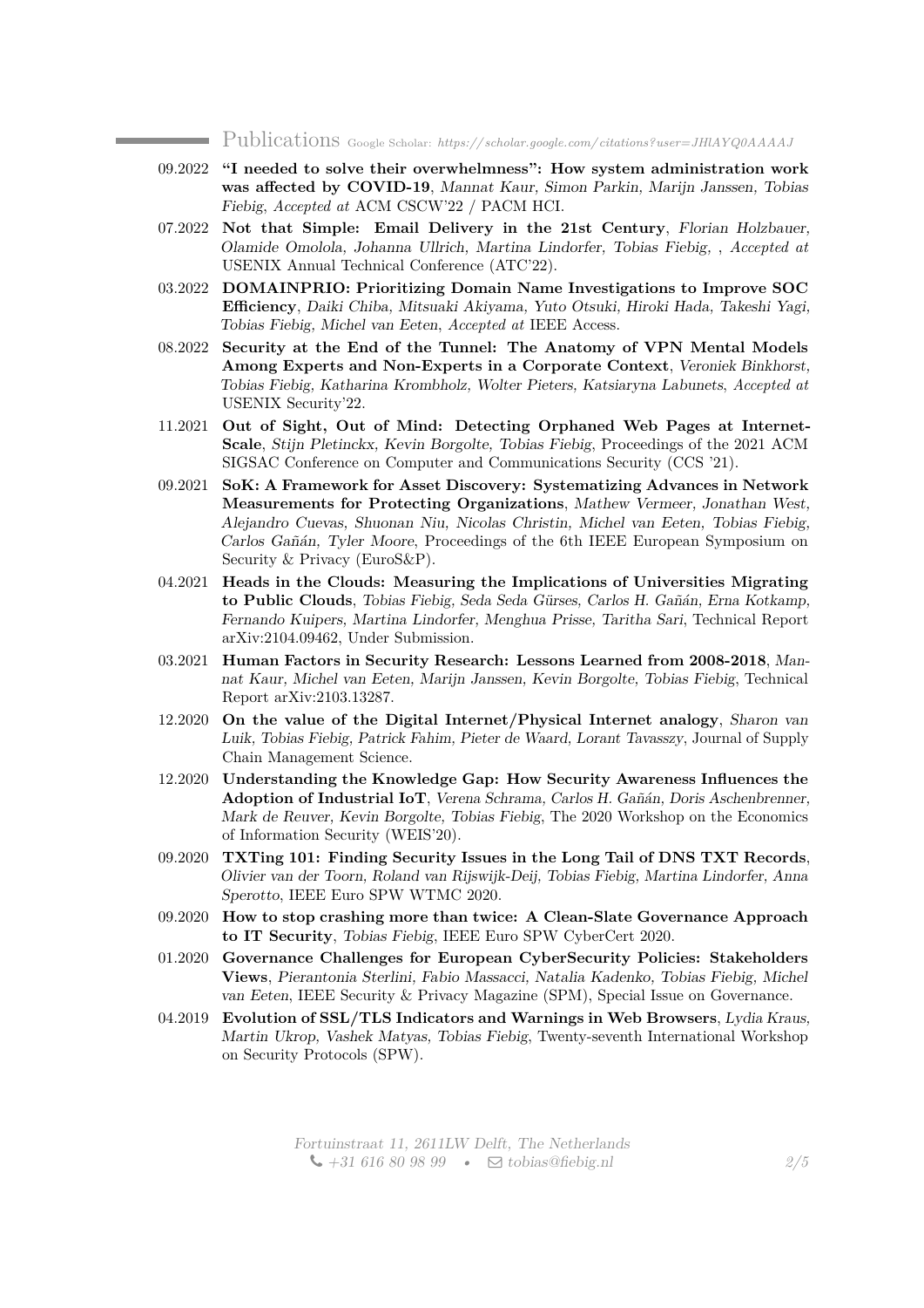## Publications

Google Scholar: *https://scholar.google.com/citations?user=JHlAYQ0AAAAJ*

- 09.2022 **"I needed to solve their overwhelmness": How system administration work was affected by COVID-19**, *Mannat Kaur, Simon Parkin, Marijn Janssen, Tobias Fiebig*, *Accepted at* ACM CSCW'22 / PACM HCI.
- 07.2022 **Not that Simple: Email Delivery in the 21st Century**, *Florian Holzbauer, Olamide Omolola, Johanna Ullrich, Martina Lindorfer, Tobias Fiebig, , Accepted at* USENIX Annual Technical Conference (ATC'22).
- 03.2022 **DOMAINPRIO: Prioritizing Domain Name Investigations to Improve SOC Efficiency**, *Daiki Chiba, Mitsuaki Akiyama, Yuto Otsuki, Hiroki Hada, Takeshi Yagi, Tobias Fiebig, Michel van Eeten*, *Accepted at* IEEE Access.
- 08.2022 **Security at the End of the Tunnel: The Anatomy of VPN Mental Models Among Experts and Non-Experts in a Corporate Context**, *Veroniek Binkhorst, Tobias Fiebig, Katharina Krombholz, Wolter Pieters, Katsiaryna Labunets*, *Accepted at* USENIX Security'22.
- 11.2021 **Out of Sight, Out of Mind: Detecting Orphaned Web Pages at Internet-Scale**, *Stijn Pletinckx, Kevin Borgolte, Tobias Fiebig*, Proceedings of the 2021 ACM SIGSAC Conference on Computer and Communications Security (CCS '21).
- 09.2021 **SoK: A Framework for Asset Discovery: Systematizing Advances in Network Measurements for Protecting Organizations**, *Mathew Vermeer, Jonathan West, Alejandro Cuevas, Shuonan Niu, Nicolas Christin, Michel van Eeten, Tobias Fiebig, Carlos Gañán, Tyler Moore*, Proceedings of the 6th IEEE European Symposium on Security & Privacy (EuroS&P).
- 04.2021 **Heads in the Clouds: Measuring the Implications of Universities Migrating to Public Clouds**, *Tobias Fiebig, Seda Seda Gürses, Carlos H. Gañán, Erna Kotkamp, Fernando Kuipers, Martina Lindorfer, Menghua Prisse, Taritha Sari*, Technical Report arXiv:2104.09462, Under Submission.
- 03.2021 **Human Factors in Security Research: Lessons Learned from 2008-2018**, *Mannat Kaur, Michel van Eeten, Marijn Janssen, Kevin Borgolte, Tobias Fiebig*, Technical Report arXiv:2103.13287.
- 12.2020 **On the value of the Digital Internet/Physical Internet analogy**, *Sharon van Luik, Tobias Fiebig, Patrick Fahim, Pieter de Waard, Lorant Tavasszy*, Journal of Supply Chain Management Science.
- 12.2020 **Understanding the Knowledge Gap: How Security Awareness Influences the Adoption of Industrial IoT**, *Verena Schrama, Carlos H. Gañán, Doris Aschenbrenner, Mark de Reuver, Kevin Borgolte, Tobias Fiebig*, The 2020 Workshop on the Economics of Information Security (WEIS'20).
- 09.2020 **TXTing 101: Finding Security Issues in the Long Tail of DNS TXT Records**, *Olivier van der Toorn, Roland van Rijswijk-Deij, Tobias Fiebig, Martina Lindorfer, Anna Sperotto*, IEEE Euro SPW WTMC 2020.
- 09.2020 **How to stop crashing more than twice: A Clean-Slate Governance Approach to IT Security**, *Tobias Fiebig*, IEEE Euro SPW CyberCert 2020.
- 01.2020 **Governance Challenges for European CyberSecurity Policies: Stakeholders Views**, *Pierantonia Sterlini, Fabio Massacci, Natalia Kadenko, Tobias Fiebig, Michel van Eeten*, IEEE Security & Privacy Magazine (SPM), Special Issue on Governance.
- 04.2019 **Evolution of SSL/TLS Indicators and Warnings in Web Browsers**, *Lydia Kraus, Martin Ukrop, Vashek Matyas, Tobias Fiebig*, Twenty-seventh International Workshop on Security Protocols (SPW).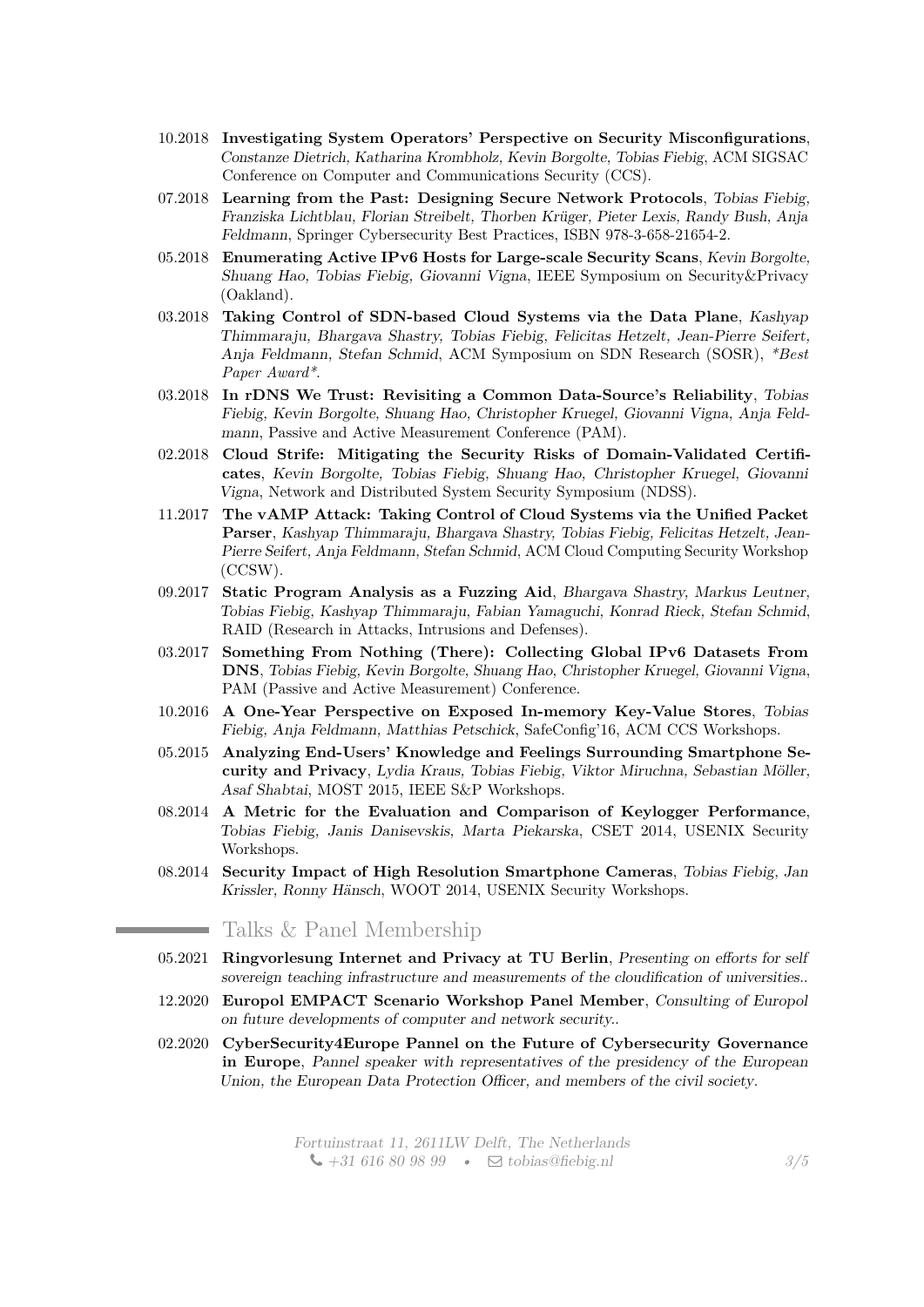- 10.2018 **Investigating System Operators' Perspective on Security Misconfigurations**, *Constanze Dietrich, Katharina Krombholz, Kevin Borgolte, Tobias Fiebig*, ACM SIGSAC Conference on Computer and Communications Security (CCS).
- 07.2018 **Learning from the Past: Designing Secure Network Protocols**, *Tobias Fiebig, Franziska Lichtblau, Florian Streibelt, Thorben Krüger, Pieter Lexis, Randy Bush, Anja Feldmann*, Springer Cybersecurity Best Practices, ISBN 978-3-658-21654-2.
- 05.2018 **Enumerating Active IPv6 Hosts for Large-scale Security Scans**, *Kevin Borgolte, Shuang Hao, Tobias Fiebig, Giovanni Vigna*, IEEE Symposium on Security&Privacy (Oakland).
- 03.2018 **Taking Control of SDN-based Cloud Systems via the Data Plane**, *Kashyap Thimmaraju, Bhargava Shastry, Tobias Fiebig, Felicitas Hetzelt, Jean-Pierre Seifert, Anja Feldmann, Stefan Schmid*, ACM Symposium on SDN Research (SOSR), *\*Best Paper Award\**.
- 03.2018 **In rDNS We Trust: Revisiting a Common Data-Source's Reliability**, *Tobias Fiebig, Kevin Borgolte, Shuang Hao, Christopher Kruegel, Giovanni Vigna, Anja Feldmann*, Passive and Active Measurement Conference (PAM).
- 02.2018 **Cloud Strife: Mitigating the Security Risks of Domain-Validated Certificates**, *Kevin Borgolte, Tobias Fiebig, Shuang Hao, Christopher Kruegel, Giovanni Vigna*, Network and Distributed System Security Symposium (NDSS).
- 11.2017 **The vAMP Attack: Taking Control of Cloud Systems via the Unified Packet Parser**, *Kashyap Thimmaraju, Bhargava Shastry, Tobias Fiebig, Felicitas Hetzelt, Jean-Pierre Seifert, Anja Feldmann, Stefan Schmid*, ACM Cloud Computing Security Workshop (CCSW).
- 09.2017 **Static Program Analysis as a Fuzzing Aid**, *Bhargava Shastry, Markus Leutner, Tobias Fiebig, Kashyap Thimmaraju, Fabian Yamaguchi, Konrad Rieck, Stefan Schmid*, RAID (Research in Attacks, Intrusions and Defenses).
- 03.2017 **Something From Nothing (There): Collecting Global IPv6 Datasets From DNS**, *Tobias Fiebig, Kevin Borgolte, Shuang Hao, Christopher Kruegel, Giovanni Vigna*, PAM (Passive and Active Measurement) Conference.
- 10.2016 **A One-Year Perspective on Exposed In-memory Key-Value Stores**, *Tobias Fiebig, Anja Feldmann, Matthias Petschick*, SafeConfig'16, ACM CCS Workshops.
- 05.2015 **Analyzing End-Users' Knowledge and Feelings Surrounding Smartphone Security and Privacy**, *Lydia Kraus, Tobias Fiebig, Viktor Miruchna, Sebastian Möller, Asaf Shabtai*, MOST 2015, IEEE S&P Workshops.
- 08.2014 **A Metric for the Evaluation and Comparison of Keylogger Performance**, *Tobias Fiebig, Janis Danisevskis, Marta Piekarska*, CSET 2014, USENIX Security Workshops.
- 08.2014 **Security Impact of High Resolution Smartphone Cameras**, *Tobias Fiebig, Jan Krissler, Ronny Hänsch*, WOOT 2014, USENIX Security Workshops.

## Talks & Panel Membership

- 05.2021 **Ringvorlesung Internet and Privacy at TU Berlin**, *Presenting on efforts for self sovereign teaching infrastructure and measurements of the cloudification of universities..*
- 12.2020 **Europol EMPACT Scenario Workshop Panel Member**, *Consulting of Europol on future developments of computer and network security..*
- 02.2020 **CyberSecurity4Europe Pannel on the Future of Cybersecurity Governance in Europe**, *Pannel speaker with representatives of the presidency of the European Union, the European Data Protection Officer, and members of the civil society.*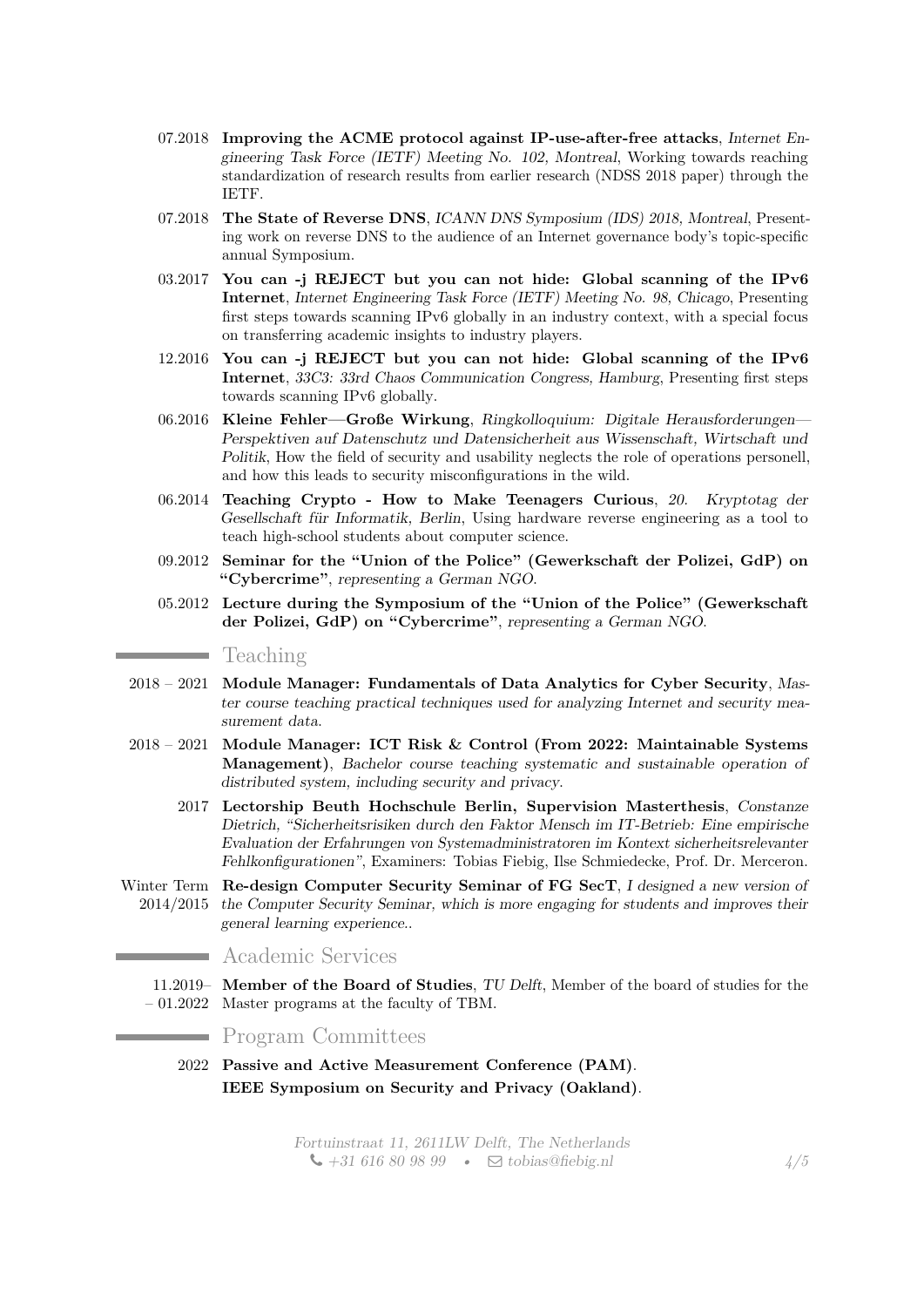- 07.2018 **Improving the ACME protocol against IP-use-after-free attacks**, *Internet Engineering Task Force (IETF) Meeting No. 102, Montreal*, Working towards reaching standardization of research results from earlier research (NDSS 2018 paper) through the IETF.
- 07.2018 **The State of Reverse DNS**, *ICANN DNS Symposium (IDS) 2018, Montreal*, Presenting work on reverse DNS to the audience of an Internet governance body's topic-specific annual Symposium.
- 03.2017 **You can -j REJECT but you can not hide: Global scanning of the IPv6 Internet**, *Internet Engineering Task Force (IETF) Meeting No. 98, Chicago*, Presenting first steps towards scanning IPv6 globally in an industry context, with a special focus on transferring academic insights to industry players.
- 12.2016 **You can -j REJECT but you can not hide: Global scanning of the IPv6 Internet**, *33C3: 33rd Chaos Communication Congress, Hamburg*, Presenting first steps towards scanning IPv6 globally.
- 06.2016 **Kleine Fehler—Große Wirkung**, *Ringkolloquium: Digitale Herausforderungen—Perspektiven auf Datenschutz und Datensicherheit aus Wissenschaft, Wirtschaft und Politik*, How the field of security and usability neglects the role of operations personell, and how this leads to security misconfigurations in the wild.
- 06.2014 **Teaching Crypto - How to Make Teenagers Curious**, *20. Kryptotag der Gesellschaft für Informatik, Berlin*, Using hardware reverse engineering as a tool to teach high-school students about computer science.
- 09.2012 **Seminar for the "Union of the Police" (Gewerkschaft der Polizei, GdP) on "Cybercrime"**, *representing a German NGO.*
- 05.2012 **Lecture during the Symposium of the "Union of the Police" (Gewerkschaft der Polizei, GdP) on "Cybercrime"**, *representing a German NGO.*

## Teaching

- 2018 – 2021 **Module Manager: Fundamentals of Data Analytics for Cyber Security**, *Master course teaching practical techniques used for analyzing Internet and security measurement data.*
- 2018 – 2021 **Module Manager: ICT Risk & Control (From 2022: Maintainable Systems Management)**, *Bachelor course teaching systematic and sustainable operation of distributed system, including security and privacy.*
- 2017 **Lectorship Beuth Hochschule Berlin, Supervision Masterthesis**, *Constanze Dietrich, "Sicherheitsrisiken durch den Faktor Mensch im IT-Betrieb: Eine empirische Evaluation der Erfahrungen von Systemadministratoren im Kontext sicherheitsrelevanter Fehlkonfigurationen"*, Examiners: Tobias Fiebig, Ilse Schmiedecke, Prof. Dr. Merceron.
- Winter Term 2014/2015 **Re-design Computer Security Seminar of FG SecT**, *I designed a new version of the Computer Security Seminar, which is more engaging for students and improves their general learning experience..*

## Academic Services

- 11.2019– – 01.2022 **Member of the Board of Studies**, *TU Delft*, Member of the board of studies for the Master programs at the faculty of TBM.

## Program Committees

- 2022 **Passive and Active Measurement Conference (PAM)**.
  **IEEE Symposium on Security and Privacy (Oakland)**.

Fortuinstraat 11, 2611LW Delft, The Netherlands
+31 616 80 98 99 • tobias@fiebig.nl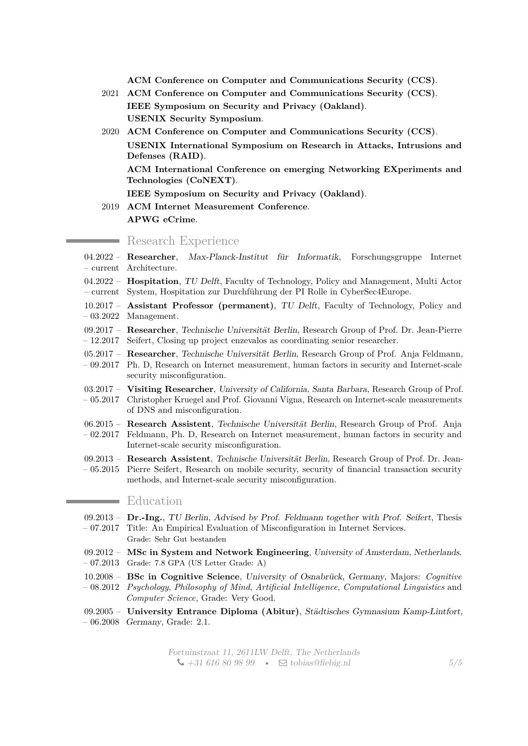**ACM Conference on Computer and Communications Security (CCS)**.

2021 **ACM Conference on Computer and Communications Security (CCS)**.
**IEEE Symposium on Security and Privacy (Oakland)**.
**USENIX Security Symposium**.

2020 **ACM Conference on Computer and Communications Security (CCS)**.
**USENIX International Symposium on Research in Attacks, Intrusions and Defenses (RAID)**.
**ACM International Conference on emerging Networking EXperiments and Technologies (CoNEXT)**.
**IEEE Symposium on Security and Privacy (Oakland)**.

2019 **ACM Internet Measurement Conference**.
**APWG eCrime**.

## Research Experience

04.2022 – current **Researcher**, *Max-Planck-Institut für Informatik*, Forschungsgruppe Internet Architecture.

04.2022 – current **Hospitation**, *TU Delft*, Faculty of Technology, Policy and Management, Multi Actor System, Hospitation zur Durchführung der PI Rolle in CyberSec4Europe.

10.2017 – 03.2022 **Assistant Professor (permanent)**, *TU Delft*, Faculty of Technology, Policy and Management.

09.2017 – 12.2017 **Researcher**, *Technische Universität Berlin*, Research Group of Prof. Dr. Jean-Pierre Seifert, Closing up project enzevalos as coordinating senior researcher.

05.2017 – 09.2017 **Researcher**, *Technische Universität Berlin*, Research Group of Prof. Anja Feldmann, Ph. D, Research on Internet measurement, human factors in security and Internet-scale security misconfiguration.

03.2017 – 05.2017 **Visiting Researcher**, *University of California, Santa Barbara*, Research Group of Prof. Christopher Kruegel and Prof. Giovanni Vigna, Research on Internet-scale measurements of DNS and misconfiguration.

06.2015 – 02.2017 **Research Assistent**, *Technische Universität Berlin*, Research Group of Prof. Anja Feldmann, Ph. D, Research on Internet measurement, human factors in security and Internet-scale security misconfiguration.

09.2013 – 05.2015 **Research Assistent**, *Technische Universität Berlin*, Research Group of Prof. Dr. Jean-Pierre Seifert, Research on mobile security, security of financial transaction security methods, and Internet-scale security misconfiguration.

## Education

09.2013 – 07.2017 **Dr.-Ing.**, *TU Berlin, Advised by Prof. Feldmann together with Prof. Seifert*, Thesis Title: An Empirical Evaluation of Misconfiguration in Internet Services.
Grade: Sehr Gut bestanden

09.2012 – 07.2013 **MSc in System and Network Engineering**, *University of Amsterdam, Netherlands*.
Grade: 7.8 GPA (US Letter Grade: A)

10.2008 – 08.2012 **BSc in Cognitive Science**, *University of Osnabrück, Germany*, Majors: *Cognitive Psychology*, *Philosophy of Mind*, *Artificial Intelligence*, *Computational Linguistics* and *Computer Science*, Grade: Very Good.

09.2005 – 06.2008 **University Entrance Diploma (Abitur)**, *Städtisches Gymnasium Kamp-Lintfort, Germany*, Grade: 2.1.

*Fortuinstraat 11, 2611LW Delft, The Netherlands*
*+31 616 80 98 99* • *tobias@fiebig.nl*